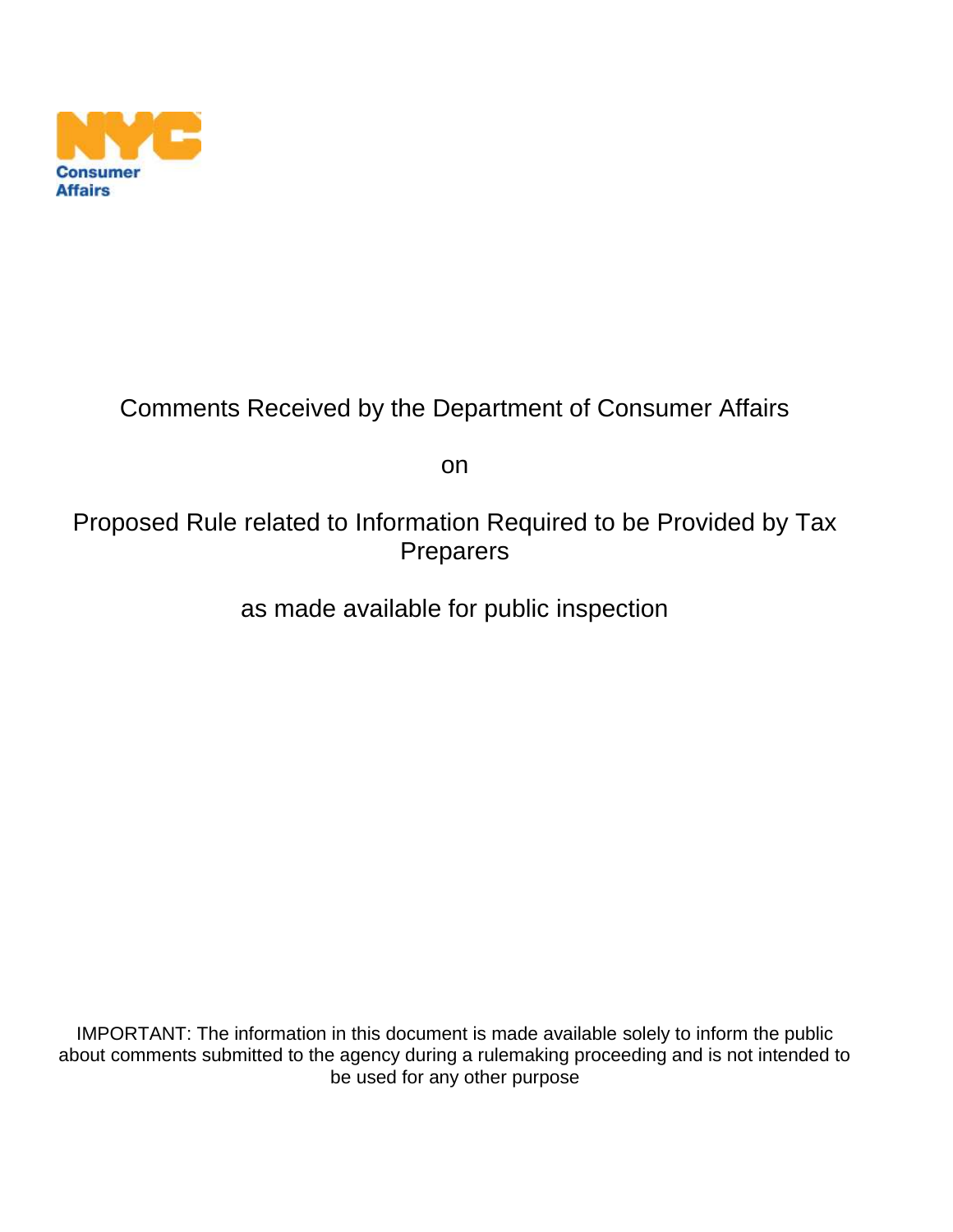NYC Consumer Affairs

# Comments Received by the Department of Consumer Affairs

on

# Proposed Rule related to Information Required to be Provided by Tax Preparers

as made available for public inspection

IMPORTANT: The information in this document is made available solely to inform the public about comments submitted to the agency during a rulemaking proceeding and is not intended to be used for any other purpose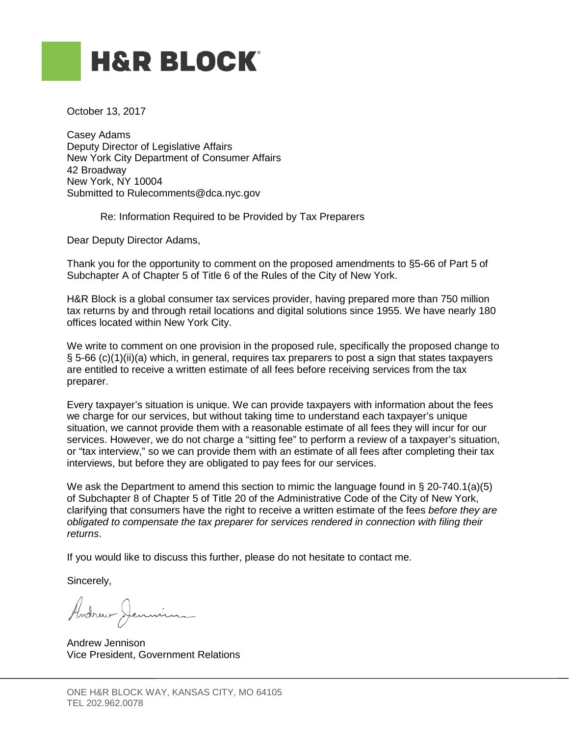**H&R BLOCK**®

October 13, 2017

Casey Adams  
Deputy Director of Legislative Affairs  
New York City Department of Consumer Affairs  
42 Broadway  
New York, NY 10004  
Submitted to Rulecomments@dca.nyc.gov

Re: Information Required to be Provided by Tax Preparers

Dear Deputy Director Adams,

Thank you for the opportunity to comment on the proposed amendments to §5-66 of Part 5 of Subchapter A of Chapter 5 of Title 6 of the Rules of the City of New York.

H&R Block is a global consumer tax services provider, having prepared more than 750 million tax returns by and through retail locations and digital solutions since 1955. We have nearly 180 offices located within New York City.

We write to comment on one provision in the proposed rule, specifically the proposed change to § 5-66 (c)(1)(ii)(a) which, in general, requires tax preparers to post a sign that states taxpayers are entitled to receive a written estimate of all fees before receiving services from the tax preparer.

Every taxpayer's situation is unique. We can provide taxpayers with information about the fees we charge for our services, but without taking time to understand each taxpayer's unique situation, we cannot provide them with a reasonable estimate of all fees they will incur for our services. However, we do not charge a "sitting fee" to perform a review of a taxpayer's situation, or "tax interview," so we can provide them with an estimate of all fees after completing their tax interviews, but before they are obligated to pay fees for our services.

We ask the Department to amend this section to mimic the language found in § 20-740.1(a)(5) of Subchapter 8 of Chapter 5 of Title 20 of the Administrative Code of the City of New York, clarifying that consumers have the right to receive a written estimate of the fees *before they are obligated to compensate the tax preparer for services rendered in connection with filing their returns*.

If you would like to discuss this further, please do not hesitate to contact me.

Sincerely,

Andrew Jennison

Andrew Jennison  
Vice President, Government Relations

ONE H&R BLOCK WAY, KANSAS CITY, MO 64105  
TEL 202.962.0078